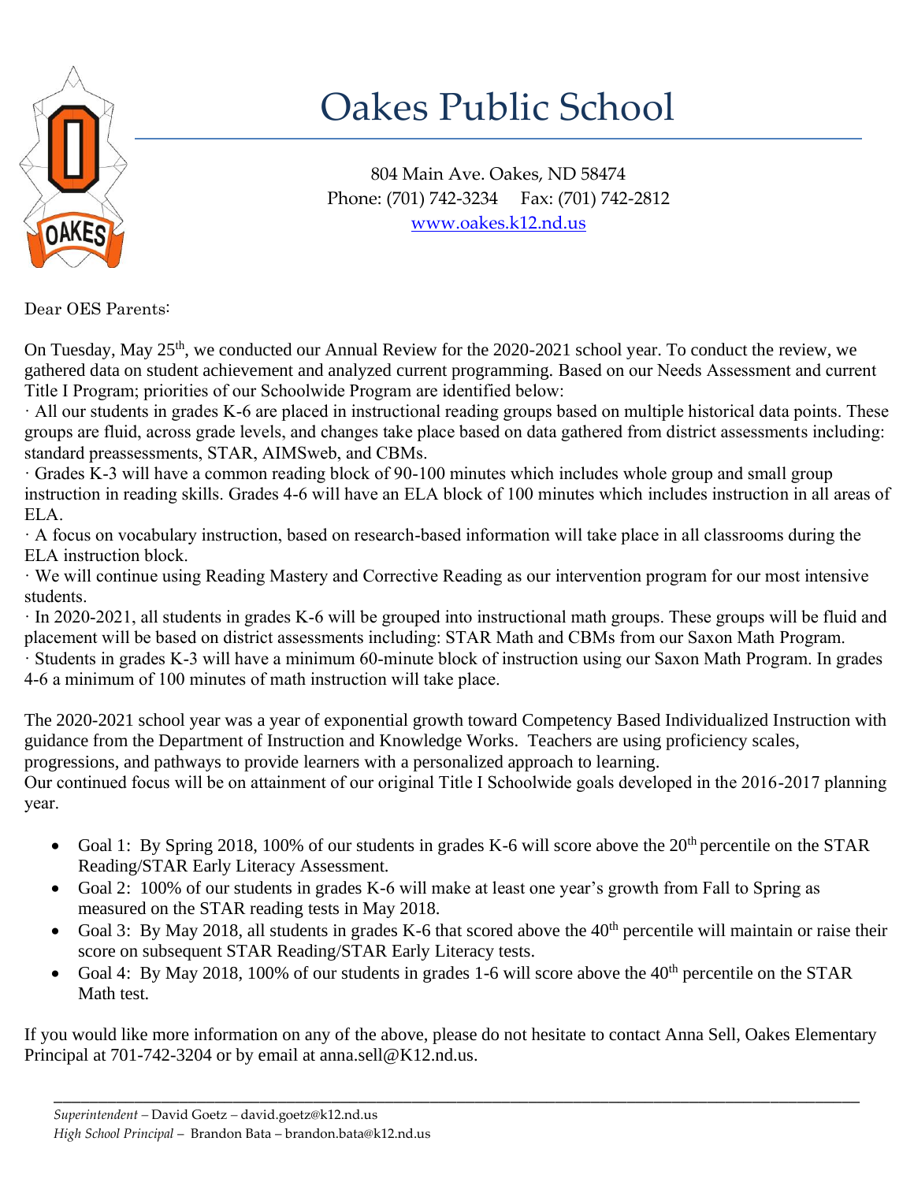# Oakes Public School

804 Main Ave. Oakes, ND 58474
Phone: (701) 742-3234 Fax: (701) 742-2812
www.oakes.k12.nd.us

Dear OES Parents:

On Tuesday, May 25th, we conducted our Annual Review for the 2020-2021 school year. To conduct the review, we gathered data on student achievement and analyzed current programming. Based on our Needs Assessment and current Title I Program; priorities of our Schoolwide Program are identified below:

· All our students in grades K-6 are placed in instructional reading groups based on multiple historical data points. These groups are fluid, across grade levels, and changes take place based on data gathered from district assessments including: standard preassessments, STAR, AIMSweb, and CBMs.

· Grades K-3 will have a common reading block of 90-100 minutes which includes whole group and small group instruction in reading skills. Grades 4-6 will have an ELA block of 100 minutes which includes instruction in all areas of ELA.

· A focus on vocabulary instruction, based on research-based information will take place in all classrooms during the ELA instruction block.

· We will continue using Reading Mastery and Corrective Reading as our intervention program for our most intensive students.

· In 2020-2021, all students in grades K-6 will be grouped into instructional math groups. These groups will be fluid and placement will be based on district assessments including: STAR Math and CBMs from our Saxon Math Program.

· Students in grades K-3 will have a minimum 60-minute block of instruction using our Saxon Math Program. In grades 4-6 a minimum of 100 minutes of math instruction will take place.

The 2020-2021 school year was a year of exponential growth toward Competency Based Individualized Instruction with guidance from the Department of Instruction and Knowledge Works. Teachers are using proficiency scales, progressions, and pathways to provide learners with a personalized approach to learning.
Our continued focus will be on attainment of our original Title I Schoolwide goals developed in the 2016-2017 planning year.

- Goal 1: By Spring 2018, 100% of our students in grades K-6 will score above the 20th percentile on the STAR Reading/STAR Early Literacy Assessment.
- Goal 2: 100% of our students in grades K-6 will make at least one year's growth from Fall to Spring as measured on the STAR reading tests in May 2018.
- Goal 3: By May 2018, all students in grades K-6 that scored above the 40th percentile will maintain or raise their score on subsequent STAR Reading/STAR Early Literacy tests.
- Goal 4: By May 2018, 100% of our students in grades 1-6 will score above the 40th percentile on the STAR Math test.

If you would like more information on any of the above, please do not hesitate to contact Anna Sell, Oakes Elementary Principal at 701-742-3204 or by email at anna.sell@K12.nd.us.

---

*Superintendent* – David Goetz – david.goetz@k12.nd.us
*High School Principal* – Brandon Bata – brandon.bata@k12.nd.us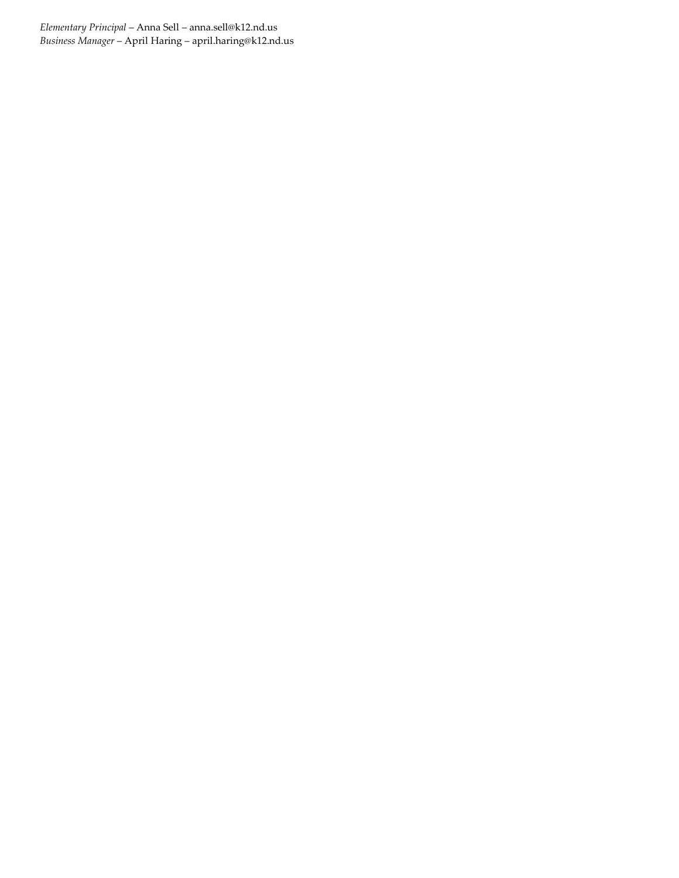*Elementary Principal* – Anna Sell – anna.sell@k12.nd.us
*Business Manager* – April Haring – april.haring@k12.nd.us